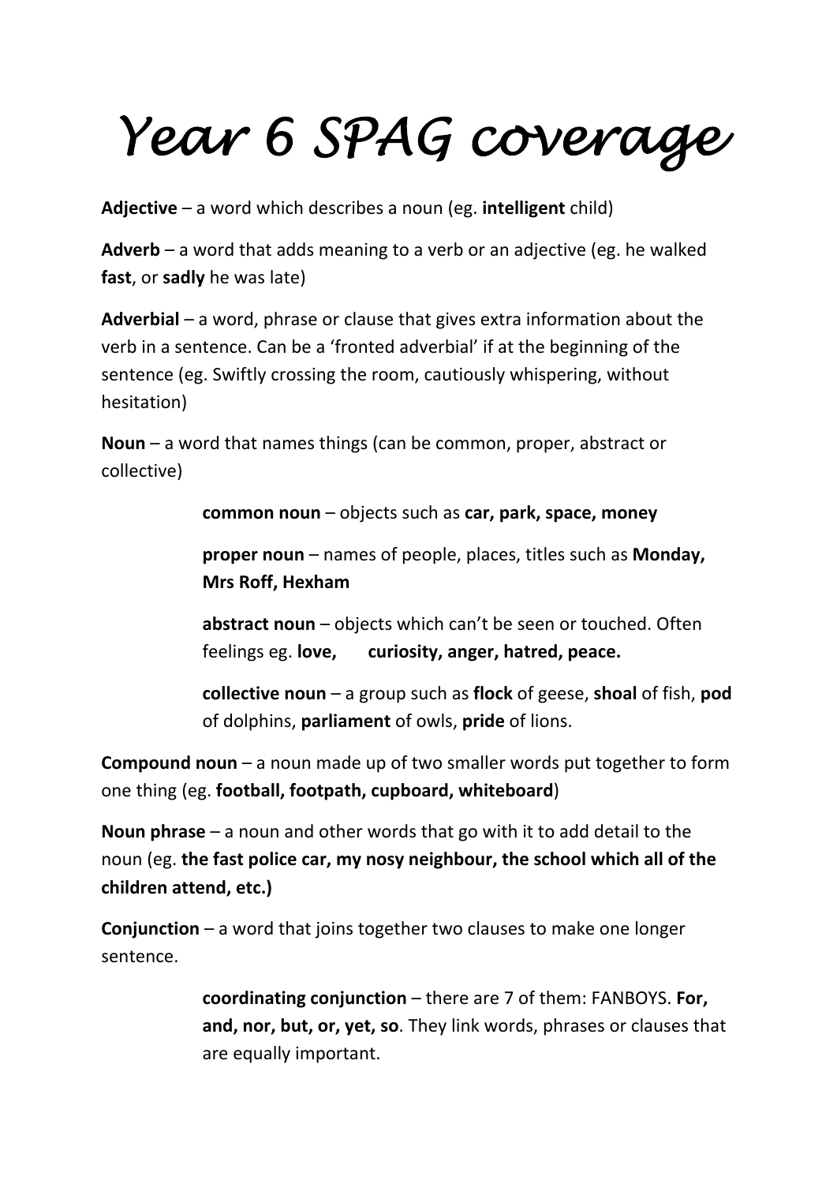# *Year 6 SPAG coverage*

**Adjective** – a word which describes a noun (eg. **intelligent** child)

**Adverb** – a word that adds meaning to a verb or an adjective (eg. he walked **fast**, or **sadly** he was late)

**Adverbial** – a word, phrase or clause that gives extra information about the verb in a sentence. Can be a 'fronted adverbial' if at the beginning of the sentence (eg. Swiftly crossing the room, cautiously whispering, without hesitation)

**Noun** – a word that names things (can be common, proper, abstract or collective)

> **common noun** – objects such as **car, park, space, money**
>
> **proper noun** – names of people, places, titles such as **Monday, Mrs Roff, Hexham**
>
> **abstract noun** – objects which can't be seen or touched. Often feelings eg. **love, curiosity, anger, hatred, peace.**
>
> **collective noun** – a group such as **flock** of geese, **shoal** of fish, **pod** of dolphins, **parliament** of owls, **pride** of lions.

**Compound noun** – a noun made up of two smaller words put together to form one thing (eg. **football, footpath, cupboard, whiteboard**)

**Noun phrase** – a noun and other words that go with it to add detail to the noun (eg. **the fast police car, my nosy neighbour, the school which all of the children attend, etc.)**

**Conjunction** – a word that joins together two clauses to make one longer sentence.

> **coordinating conjunction** – there are 7 of them: FANBOYS. **For, and, nor, but, or, yet, so**. They link words, phrases or clauses that are equally important.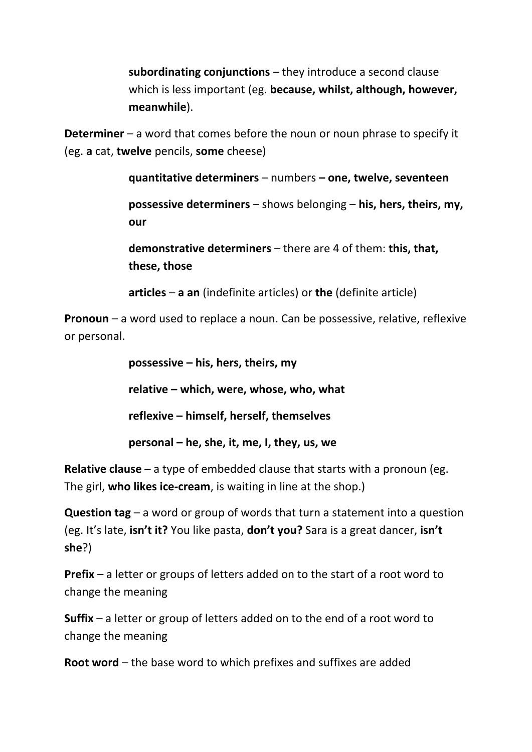**subordinating conjunctions** – they introduce a second clause which is less important (eg. **because, whilst, although, however, meanwhile**).

**Determiner** – a word that comes before the noun or noun phrase to specify it (eg. **a** cat, **twelve** pencils, **some** cheese)

**quantitative determiners** – numbers **– one, twelve, seventeen**

**possessive determiners** – shows belonging – **his, hers, theirs, my, our**

**demonstrative determiners** – there are 4 of them: **this, that, these, those**

**articles** – **a an** (indefinite articles) or **the** (definite article)

**Pronoun** – a word used to replace a noun. Can be possessive, relative, reflexive or personal.

**possessive – his, hers, theirs, my**

**relative – which, were, whose, who, what**

**reflexive – himself, herself, themselves**

**personal – he, she, it, me, I, they, us, we**

**Relative clause** – a type of embedded clause that starts with a pronoun (eg. The girl, **who likes ice-cream**, is waiting in line at the shop.)

**Question tag** – a word or group of words that turn a statement into a question (eg. It's late, **isn't it?** You like pasta, **don't you?** Sara is a great dancer, **isn't she**?)

**Prefix** – a letter or groups of letters added on to the start of a root word to change the meaning

**Suffix** – a letter or group of letters added on to the end of a root word to change the meaning

**Root word** – the base word to which prefixes and suffixes are added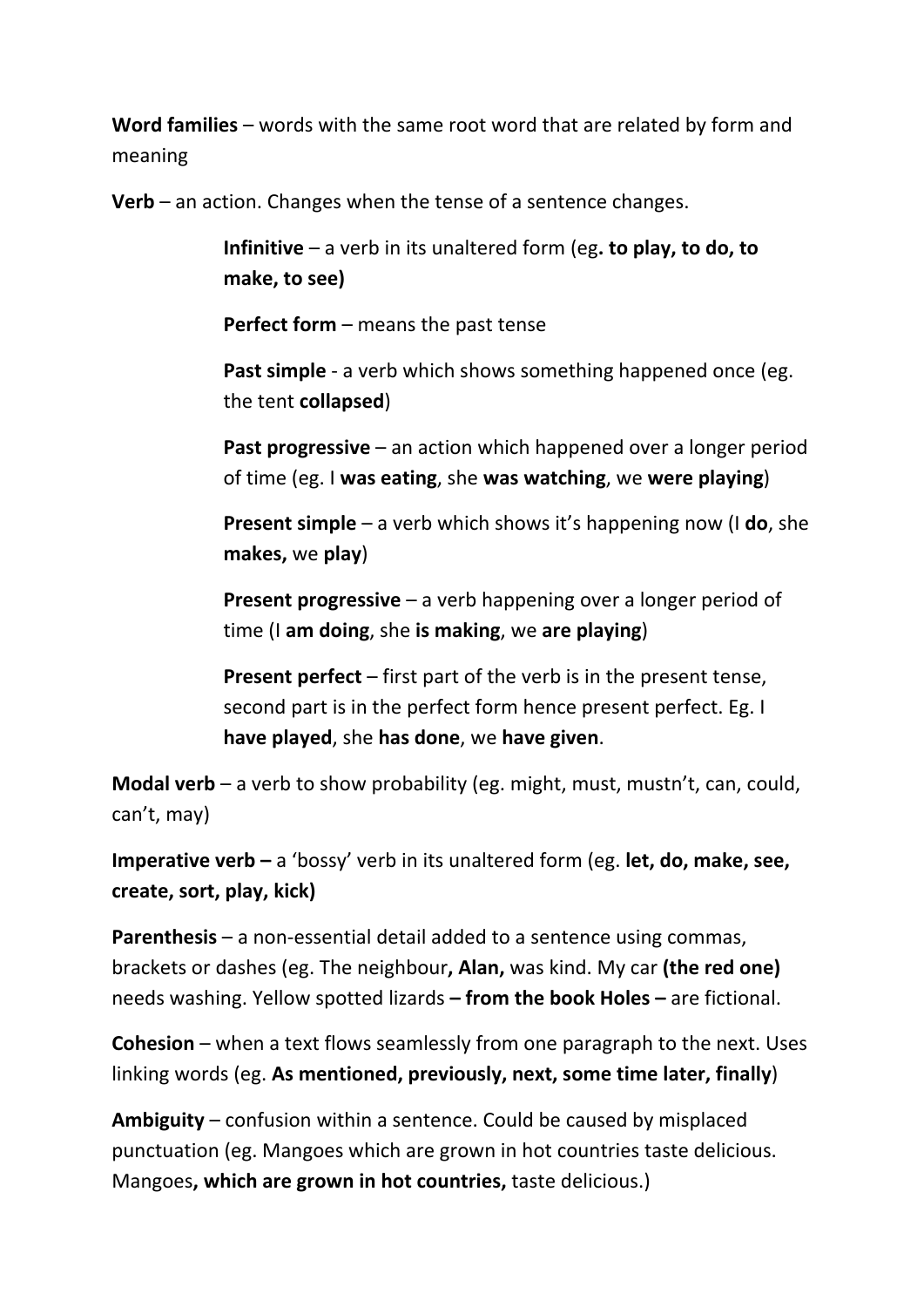**Word families** – words with the same root word that are related by form and meaning

**Verb** – an action. Changes when the tense of a sentence changes.

> **Infinitive** – a verb in its unaltered form (eg**. to play, to do, to make, to see)**
>
> **Perfect form** – means the past tense
>
> **Past simple** - a verb which shows something happened once (eg. the tent **collapsed**)
>
> **Past progressive** – an action which happened over a longer period of time (eg. I **was eating**, she **was watching**, we **were playing**)
>
> **Present simple** – a verb which shows it's happening now (I **do**, she **makes,** we **play**)
>
> **Present progressive** – a verb happening over a longer period of time (I **am doing**, she **is making**, we **are playing**)
>
> **Present perfect** – first part of the verb is in the present tense, second part is in the perfect form hence present perfect. Eg. I **have played**, she **has done**, we **have given**.

**Modal verb** – a verb to show probability (eg. might, must, mustn't, can, could, can't, may)

**Imperative verb –** a 'bossy' verb in its unaltered form (eg. **let, do, make, see, create, sort, play, kick)**

**Parenthesis** – a non-essential detail added to a sentence using commas, brackets or dashes (eg. The neighbour**, Alan,** was kind. My car **(the red one)** needs washing. Yellow spotted lizards **– from the book Holes –** are fictional.

**Cohesion** – when a text flows seamlessly from one paragraph to the next. Uses linking words (eg. **As mentioned, previously, next, some time later, finally**)

**Ambiguity** – confusion within a sentence. Could be caused by misplaced punctuation (eg. Mangoes which are grown in hot countries taste delicious. Mangoes**, which are grown in hot countries,** taste delicious.)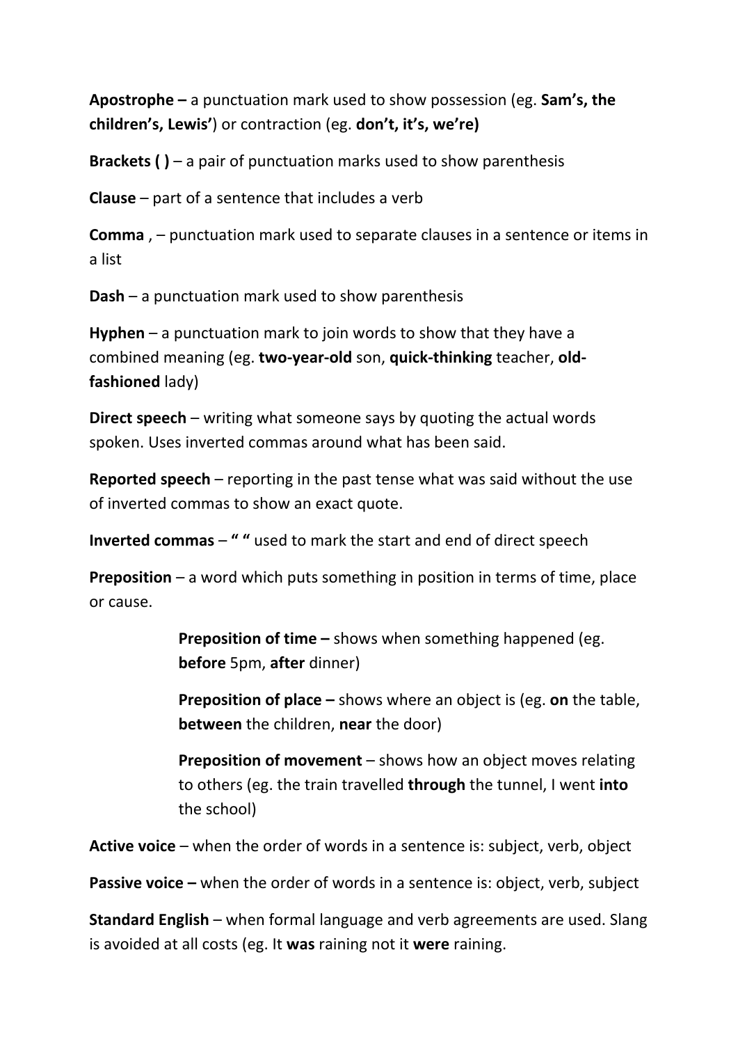**Apostrophe –** a punctuation mark used to show possession (eg. **Sam's, the children's, Lewis'**) or contraction (eg. **don't, it's, we're)**

**Brackets ( )** – a pair of punctuation marks used to show parenthesis

**Clause** – part of a sentence that includes a verb

**Comma** , – punctuation mark used to separate clauses in a sentence or items in a list

**Dash** – a punctuation mark used to show parenthesis

**Hyphen** – a punctuation mark to join words to show that they have a combined meaning (eg. **two-year-old** son, **quick-thinking** teacher, **old-fashioned** lady)

**Direct speech** – writing what someone says by quoting the actual words spoken. Uses inverted commas around what has been said.

**Reported speech** – reporting in the past tense what was said without the use of inverted commas to show an exact quote.

**Inverted commas** – **" "** used to mark the start and end of direct speech

**Preposition** – a word which puts something in position in terms of time, place or cause.

> **Preposition of time –** shows when something happened (eg. **before** 5pm, **after** dinner)
>
> **Preposition of place –** shows where an object is (eg. **on** the table, **between** the children, **near** the door)
>
> **Preposition of movement** – shows how an object moves relating to others (eg. the train travelled **through** the tunnel, I went **into** the school)

**Active voice** – when the order of words in a sentence is: subject, verb, object

**Passive voice –** when the order of words in a sentence is: object, verb, subject

**Standard English** – when formal language and verb agreements are used. Slang is avoided at all costs (eg. It **was** raining not it **were** raining.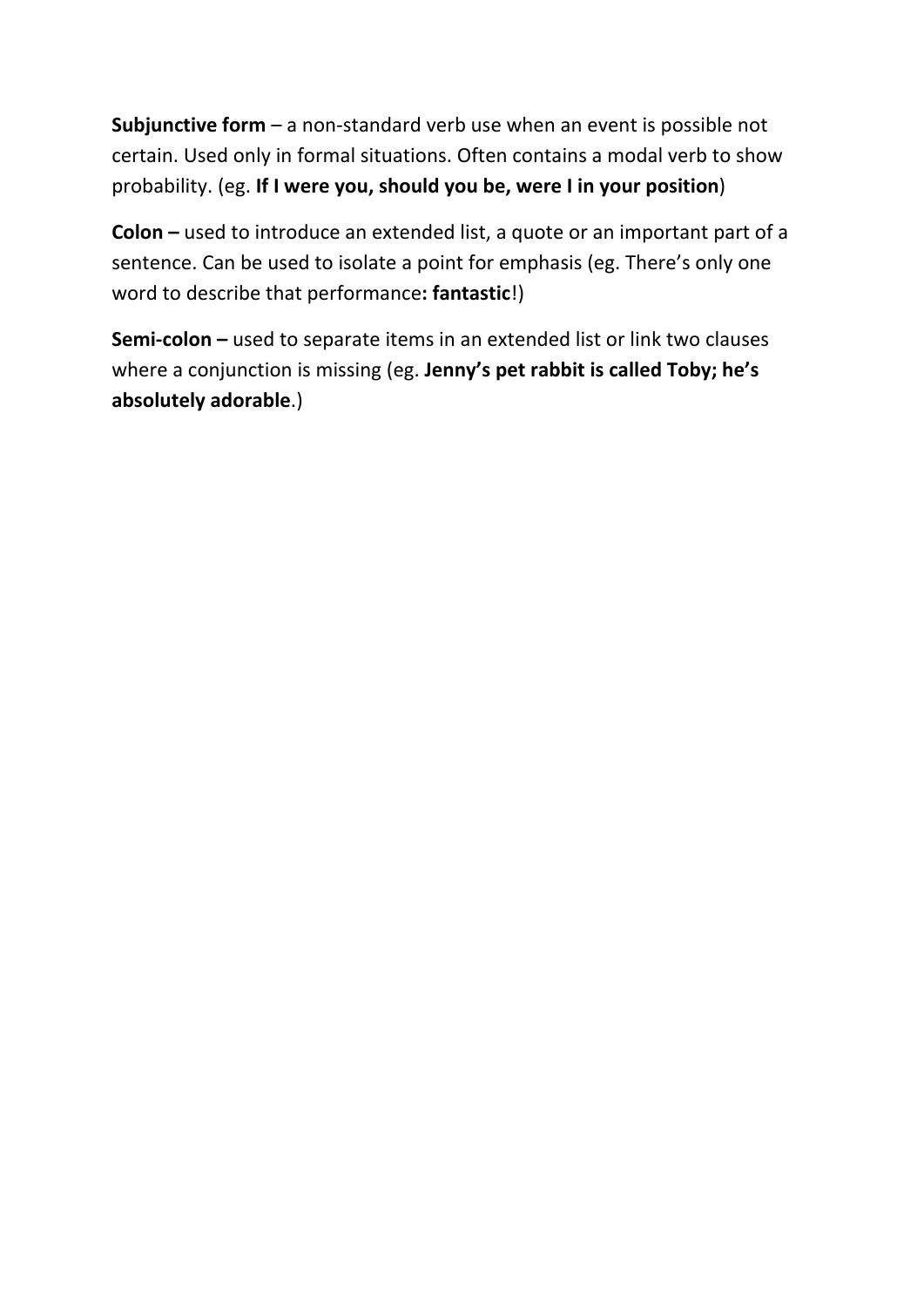**Subjunctive form** – a non-standard verb use when an event is possible not certain. Used only in formal situations. Often contains a modal verb to show probability. (eg. **If I were you, should you be, were I in your position**)

**Colon –** used to introduce an extended list, a quote or an important part of a sentence. Can be used to isolate a point for emphasis (eg. There's only one word to describe that performance**: fantastic**!)

**Semi-colon –** used to separate items in an extended list or link two clauses where a conjunction is missing (eg. **Jenny's pet rabbit is called Toby; he's absolutely adorable**.)